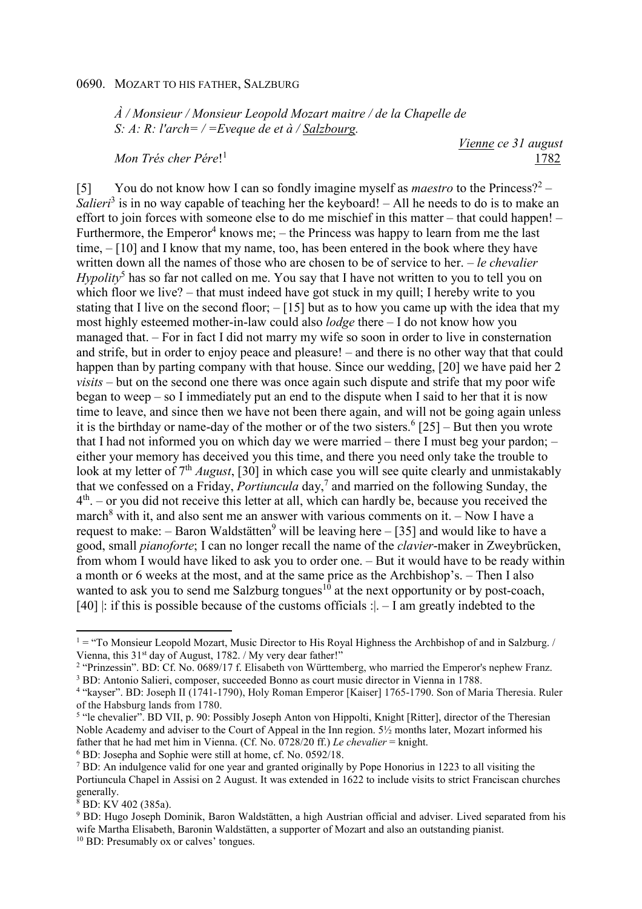0690. MOZART TO HIS FATHER, SALZBURG

*À / Monsieur / Monsieur Leopold Mozart maitre / de la Chapelle de S: A: R: l'arch= / =Eveque de et à / Salzbourg.*

*Vienne ce 31 august 1782*

*Mon Trés cher Pére*![1]

[5] You do not know how I can so fondly imagine myself as *maestro* to the Princess?[2] – *Salieri*[3] is in no way capable of teaching her the keyboard! – All he needs to do is to make an effort to join forces with someone else to do me mischief in this matter – that could happen! – Furthermore, the Emperor[4] knows me; – the Princess was happy to learn from me the last time, – [10] and I know that my name, too, has been entered in the book where they have written down all the names of those who are chosen to be of service to her. – *le chevalier Hypolity*[5] has so far not called on me. You say that I have not written to you to tell you on which floor we live? – that must indeed have got stuck in my quill; I hereby write to you stating that I live on the second floor; – [15] but as to how you came up with the idea that my most highly esteemed mother-in-law could also *lodge* there – I do not know how you managed that. – For in fact I did not marry my wife so soon in order to live in consternation and strife, but in order to enjoy peace and pleasure! – and there is no other way that that could happen than by parting company with that house. Since our wedding, [20] we have paid her 2 *visits* – but on the second one there was once again such dispute and strife that my poor wife began to weep – so I immediately put an end to the dispute when I said to her that it is now time to leave, and since then we have not been there again, and will not be going again unless it is the birthday or name-day of the mother or of the two sisters.[6] [25] – But then you wrote that I had not informed you on which day we were married – there I must beg your pardon; – either your memory has deceived you this time, and there you need only take the trouble to look at my letter of 7th *August*, [30] in which case you will see quite clearly and unmistakably that we confessed on a Friday, *Portiuncula* day,[7] and married on the following Sunday, the 4th. – or you did not receive this letter at all, which can hardly be, because you received the march[8] with it, and also sent me an answer with various comments on it. – Now I have a request to make: – Baron Waldstätten[9] will be leaving here – [35] and would like to have a good, small *pianoforte*; I can no longer recall the name of the *clavier*-maker in Zweybrücken, from whom I would have liked to ask you to order one. – But it would have to be ready within a month or 6 weeks at the most, and at the same price as the Archbishop's. – Then I also wanted to ask you to send me Salzburg tongues[10] at the next opportunity or by post-coach, [40] |: if this is possible because of the customs officials :|. – I am greatly indebted to the

---

[1] = "To Monsieur Leopold Mozart, Music Director to His Royal Highness the Archbishop of and in Salzburg. / Vienna, this 31st day of August, 1782. / My very dear father!"

[2] "Prinzessin". BD: Cf. No. 0689/17 f. Elisabeth von Württemberg, who married the Emperor's nephew Franz.

[3] BD: Antonio Salieri, composer, succeeded Bonno as court music director in Vienna in 1788.

[4] "kayser". BD: Joseph II (1741-1790), Holy Roman Emperor [Kaiser] 1765-1790. Son of Maria Theresia. Ruler of the Habsburg lands from 1780.

[5] "le chevalier". BD VII, p. 90: Possibly Joseph Anton von Hippolti, Knight [Ritter], director of the Theresian Noble Academy and adviser to the Court of Appeal in the Inn region. 5½ months later, Mozart informed his father that he had met him in Vienna. (Cf. No. 0728/20 ff.) *Le chevalier* = knight.

[6] BD: Josepha and Sophie were still at home, cf. No. 0592/18.

[7] BD: An indulgence valid for one year and granted originally by Pope Honorius in 1223 to all visiting the Portiuncula Chapel in Assisi on 2 August. It was extended in 1622 to include visits to strict Franciscan churches generally.

[8] BD: KV 402 (385a).

[9] BD: Hugo Joseph Dominik, Baron Waldstätten, a high Austrian official and adviser. Lived separated from his wife Martha Elisabeth, Baronin Waldstätten, a supporter of Mozart and also an outstanding pianist.

[10] BD: Presumably ox or calves' tongues.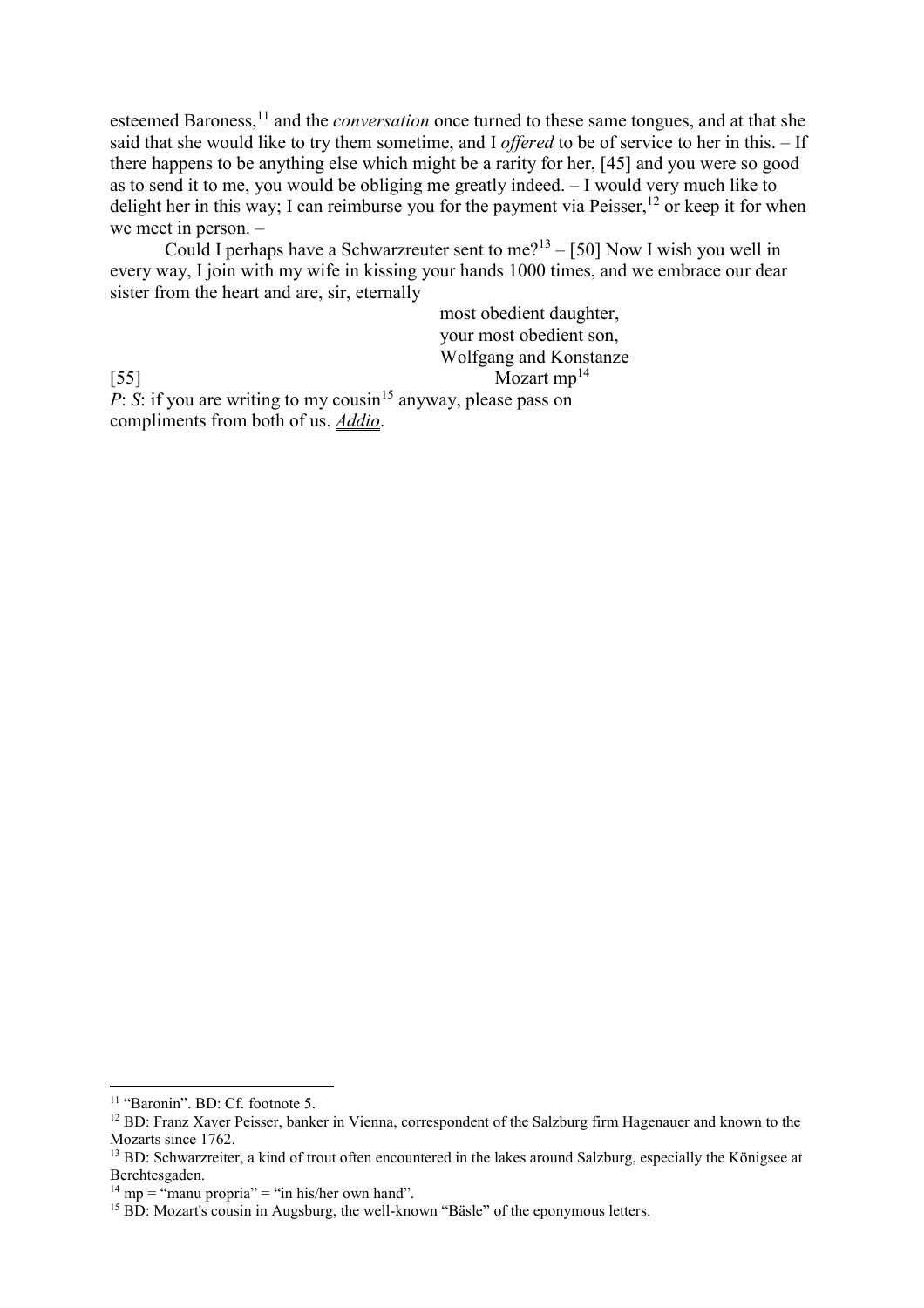esteemed Baroness,[11] and the *conversation* once turned to these same tongues, and at that she said that she would like to try them sometime, and I *offered* to be of service to her in this. – If there happens to be anything else which might be a rarity for her, [45] and you were so good as to send it to me, you would be obliging me greatly indeed. – I would very much like to delight her in this way; I can reimburse you for the payment via Peisser,[12] or keep it for when we meet in person. –

Could I perhaps have a Schwarzreuter sent to me?[13] – [50] Now I wish you well in every way, I join with my wife in kissing your hands 1000 times, and we embrace our dear sister from the heart and are, sir, eternally

most obedient daughter,
your most obedient son,
Wolfgang and Konstanze
[55] Mozart mp[14]

*P*: *S*: if you are writing to my cousin[15] anyway, please pass on compliments from both of us. ***Addio***.

---

[11] "Baronin". BD: Cf. footnote 5.

[12] BD: Franz Xaver Peisser, banker in Vienna, correspondent of the Salzburg firm Hagenauer and known to the Mozarts since 1762.

[13] BD: Schwarzreiter, a kind of trout often encountered in the lakes around Salzburg, especially the Königsee at Berchtesgaden.

[14] mp = "manu propria" = "in his/her own hand".

[15] BD: Mozart's cousin in Augsburg, the well-known "Bäsle" of the eponymous letters.